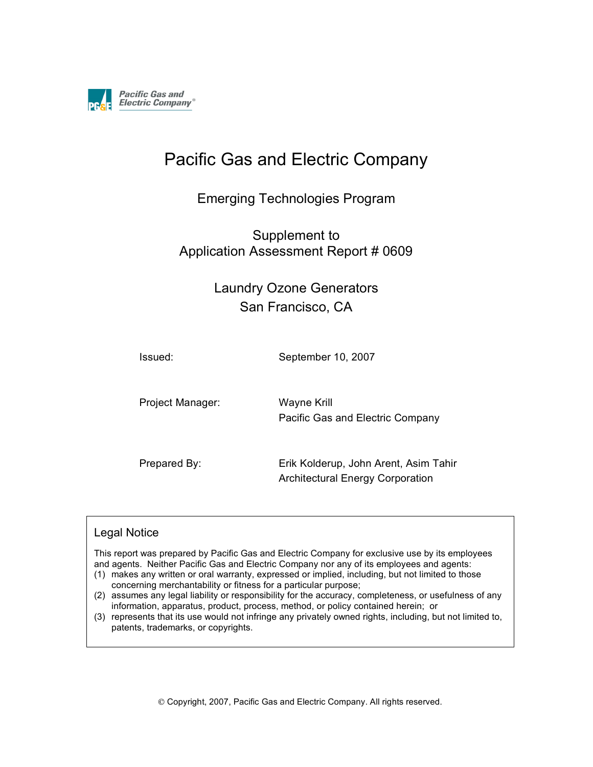Pacific Gas and Electric Company

# Pacific Gas and Electric Company

## Emerging Technologies Program

## Supplement to Application Assessment Report # 0609

## Laundry Ozone Generators San Francisco, CA

| | |
|---|---|
| Issued: | September 10, 2007 |
| Project Manager: | Wayne Krill<br>Pacific Gas and Electric Company |
| Prepared By: | Erik Kolderup, John Arent, Asim Tahir<br>Architectural Energy Corporation |

### Legal Notice

This report was prepared by Pacific Gas and Electric Company for exclusive use by its employees and agents. Neither Pacific Gas and Electric Company nor any of its employees and agents:

(1) makes any written or oral warranty, expressed or implied, including, but not limited to those concerning merchantability or fitness for a particular purpose;
(2) assumes any legal liability or responsibility for the accuracy, completeness, or usefulness of any information, apparatus, product, process, method, or policy contained herein; or
(3) represents that its use would not infringe any privately owned rights, including, but not limited to, patents, trademarks, or copyrights.

© Copyright, 2007, Pacific Gas and Electric Company. All rights reserved.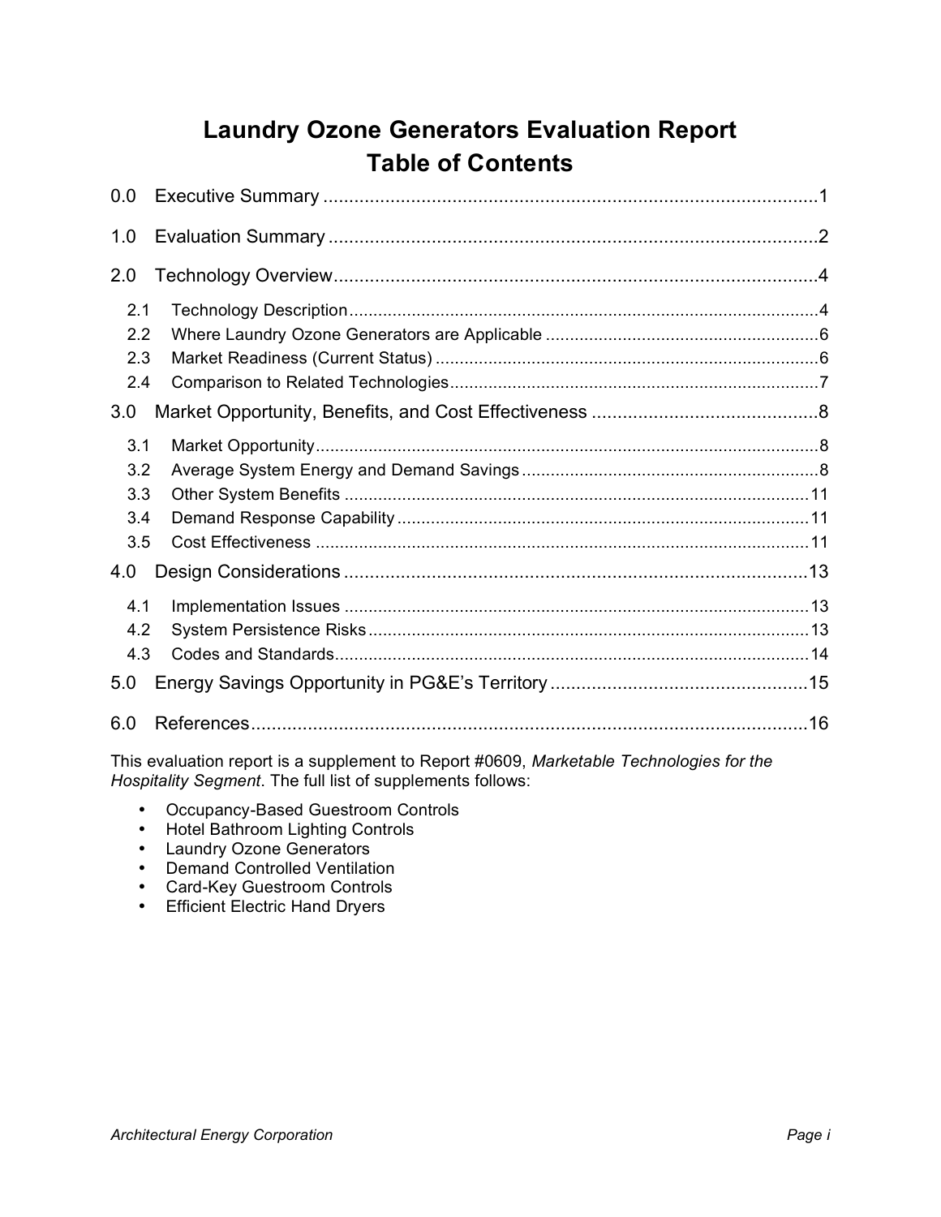# Laundry Ozone Generators Evaluation Report
# Table of Contents

0.0 Executive Summary ....................................................................................................1

1.0 Evaluation Summary ...................................................................................................2

2.0 Technology Overview..................................................................................................4

- 2.1 Technology Description .........................................................................................4
- 2.2 Where Laundry Ozone Generators are Applicable .................................................6
- 2.3 Market Readiness (Current Status) ........................................................................6
- 2.4 Comparison to Related Technologies.....................................................................7

3.0 Market Opportunity, Benefits, and Cost Effectiveness ..............................................8

- 3.1 Market Opportunity..................................................................................................8
- 3.2 Average System Energy and Demand Savings ......................................................8
- 3.3 Other System Benefits ...........................................................................................11
- 3.4 Demand Response Capability ...............................................................................11
- 3.5 Cost Effectiveness .................................................................................................11

4.0 Design Considerations ..............................................................................................13

- 4.1 Implementation Issues ...........................................................................................13
- 4.2 System Persistence Risks ......................................................................................13
- 4.3 Codes and Standards.............................................................................................14

5.0 Energy Savings Opportunity in PG&E's Territory ....................................................15

6.0 References...............................................................................................................16

This evaluation report is a supplement to Report #0609, *Marketable Technologies for the Hospitality Segment*. The full list of supplements follows:

- Occupancy-Based Guestroom Controls
- Hotel Bathroom Lighting Controls
- Laundry Ozone Generators
- Demand Controlled Ventilation
- Card-Key Guestroom Controls
- Efficient Electric Hand Dryers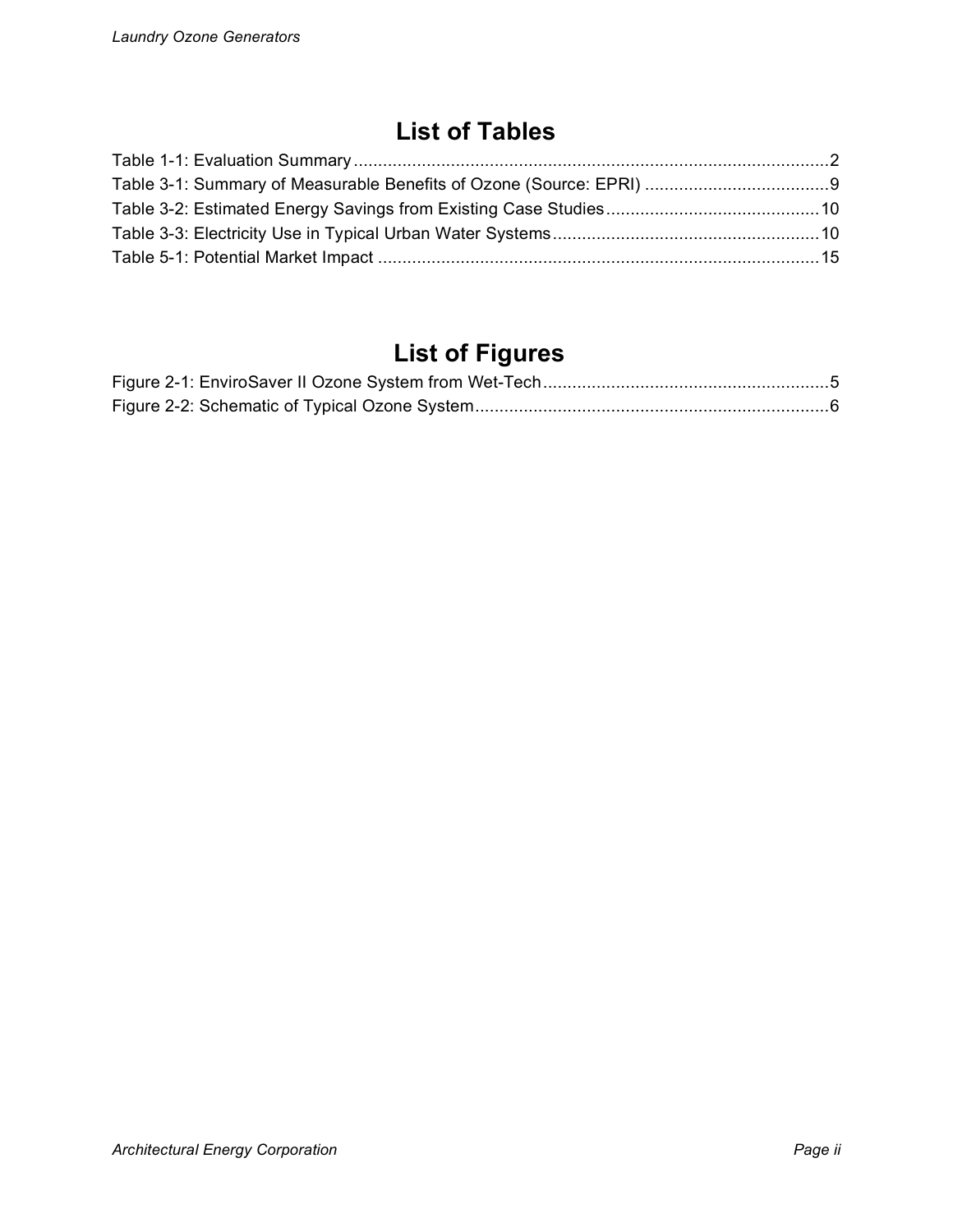# List of Tables

Table 1-1: Evaluation Summary .......................................................................................................2
Table 3-1: Summary of Measurable Benefits of Ozone (Source: EPRI) .......................................9
Table 3-2: Estimated Energy Savings from Existing Case Studies ............................................10
Table 3-3: Electricity Use in Typical Urban Water Systems .......................................................10
Table 5-1: Potential Market Impact ............................................................................................15

# List of Figures

Figure 2-1: EnviroSaver II Ozone System from Wet-Tech ...........................................................5
Figure 2-2: Schematic of Typical Ozone System .........................................................................6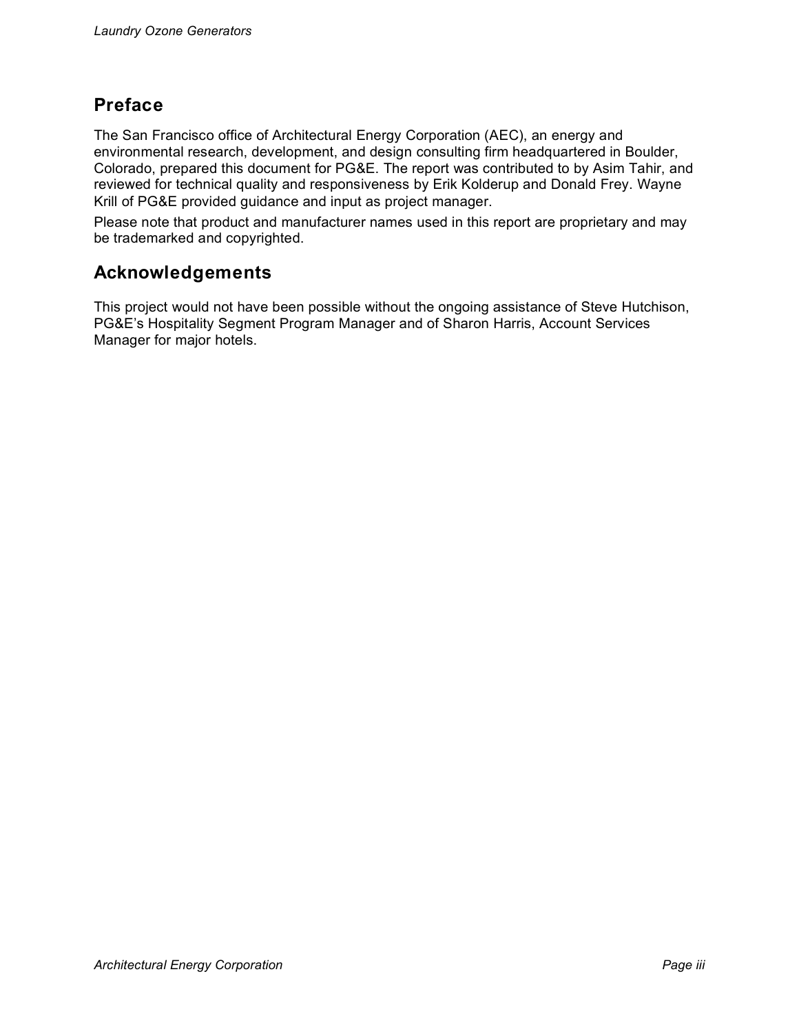## Preface

The San Francisco office of Architectural Energy Corporation (AEC), an energy and environmental research, development, and design consulting firm headquartered in Boulder, Colorado, prepared this document for PG&E. The report was contributed to by Asim Tahir, and reviewed for technical quality and responsiveness by Erik Kolderup and Donald Frey. Wayne Krill of PG&E provided guidance and input as project manager.

Please note that product and manufacturer names used in this report are proprietary and may be trademarked and copyrighted.

## Acknowledgements

This project would not have been possible without the ongoing assistance of Steve Hutchison, PG&E's Hospitality Segment Program Manager and of Sharon Harris, Account Services Manager for major hotels.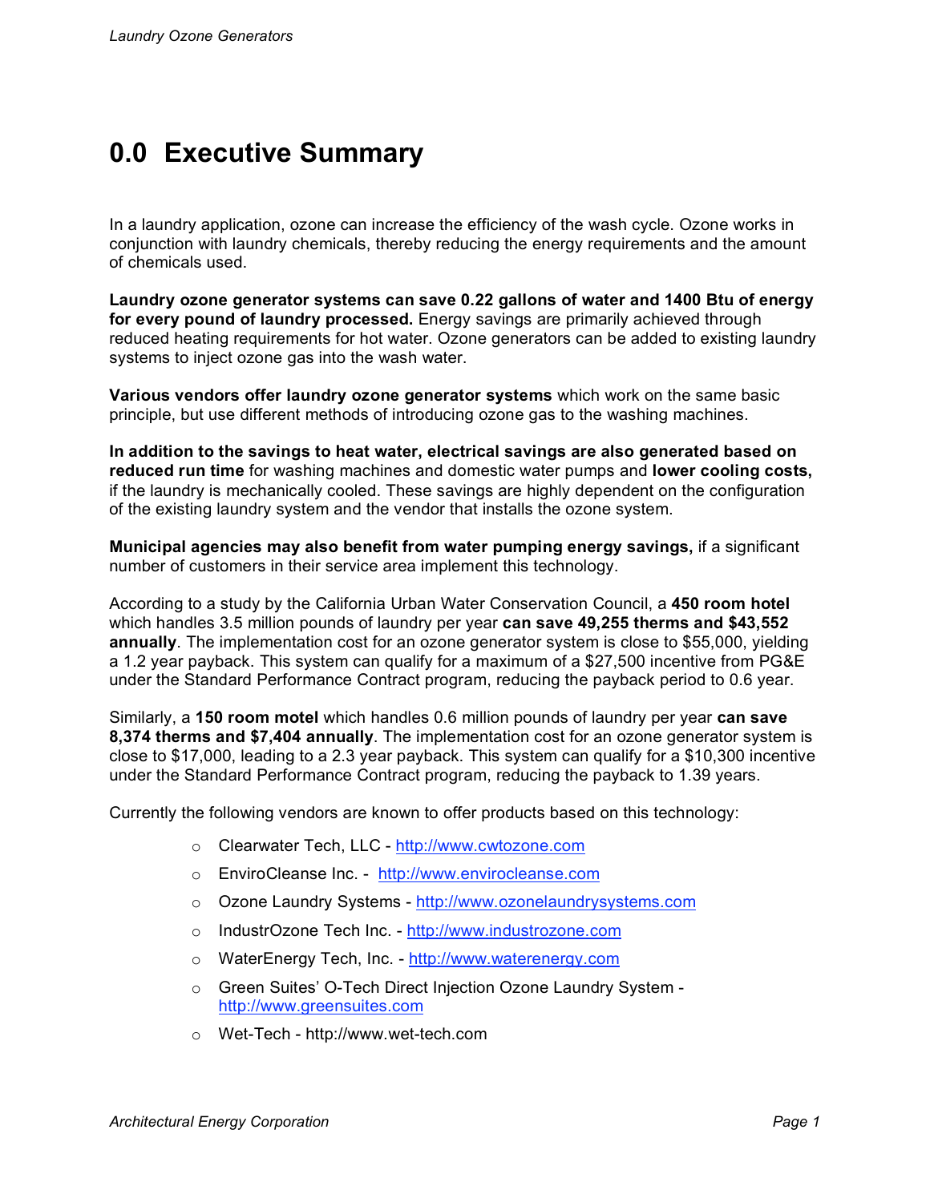# 0.0 Executive Summary

In a laundry application, ozone can increase the efficiency of the wash cycle. Ozone works in conjunction with laundry chemicals, thereby reducing the energy requirements and the amount of chemicals used.

**Laundry ozone generator systems can save 0.22 gallons of water and 1400 Btu of energy for every pound of laundry processed.** Energy savings are primarily achieved through reduced heating requirements for hot water. Ozone generators can be added to existing laundry systems to inject ozone gas into the wash water.

**Various vendors offer laundry ozone generator systems** which work on the same basic principle, but use different methods of introducing ozone gas to the washing machines.

**In addition to the savings to heat water, electrical savings are also generated based on reduced run time** for washing machines and domestic water pumps and **lower cooling costs,** if the laundry is mechanically cooled. These savings are highly dependent on the configuration of the existing laundry system and the vendor that installs the ozone system.

**Municipal agencies may also benefit from water pumping energy savings,** if a significant number of customers in their service area implement this technology.

According to a study by the California Urban Water Conservation Council, a **450 room hotel** which handles 3.5 million pounds of laundry per year **can save 49,255 therms and $43,552 annually**. The implementation cost for an ozone generator system is close to $55,000, yielding a 1.2 year payback. This system can qualify for a maximum of a $27,500 incentive from PG&E under the Standard Performance Contract program, reducing the payback period to 0.6 year.

Similarly, a **150 room motel** which handles 0.6 million pounds of laundry per year **can save 8,374 therms and $7,404 annually**. The implementation cost for an ozone generator system is close to $17,000, leading to a 2.3 year payback. This system can qualify for a $10,300 incentive under the Standard Performance Contract program, reducing the payback to 1.39 years.

Currently the following vendors are known to offer products based on this technology:

- Clearwater Tech, LLC - http://www.cwtozone.com
- EnviroCleanse Inc. - http://www.envirocleanse.com
- Ozone Laundry Systems - http://www.ozonelaundrysystems.com
- IndustrOzone Tech Inc. - http://www.industrozone.com
- WaterEnergy Tech, Inc. - http://www.waterenergy.com
- Green Suites' O-Tech Direct Injection Ozone Laundry System - http://www.greensuites.com
- Wet-Tech - http://www.wet-tech.com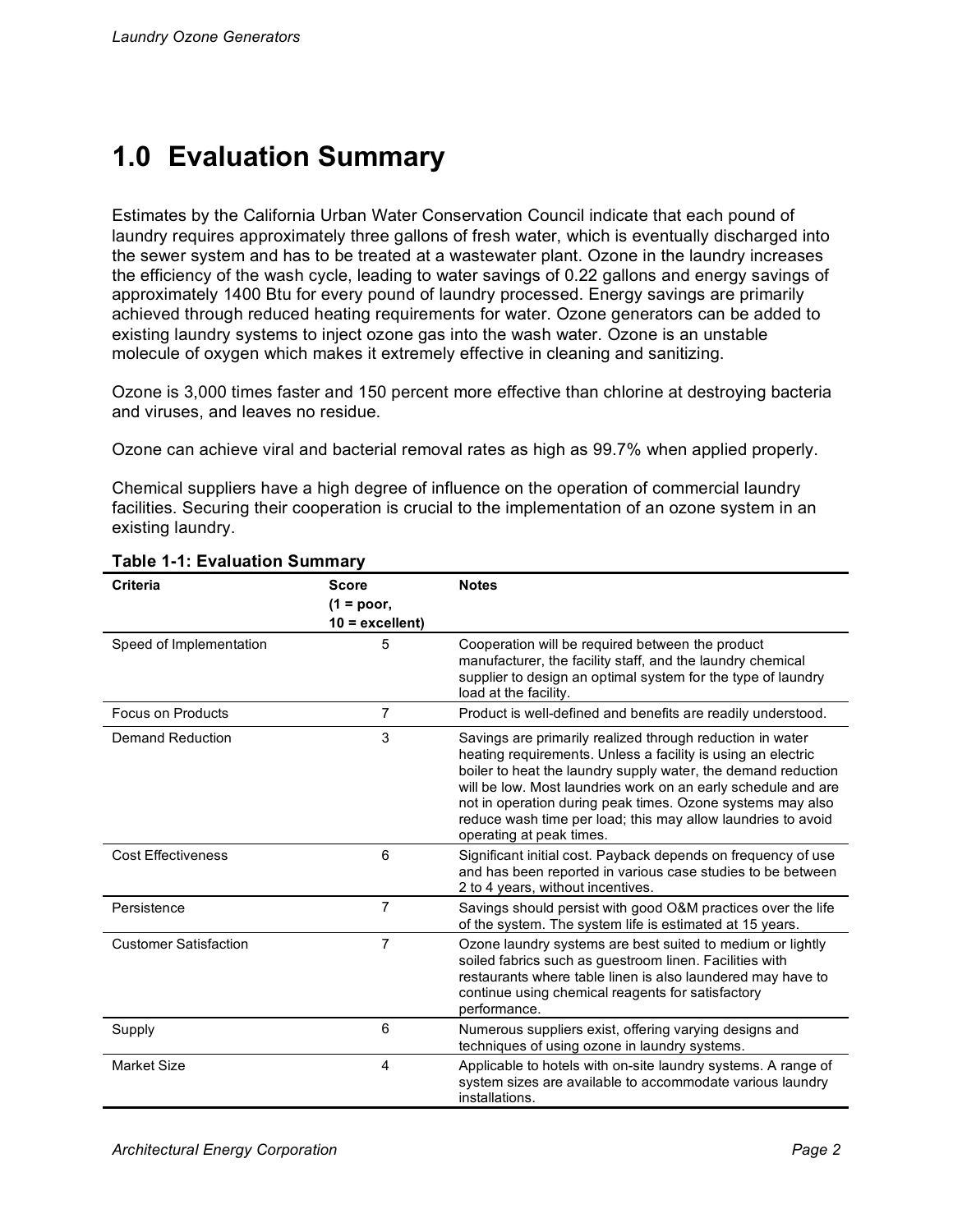# 1.0 Evaluation Summary

Estimates by the California Urban Water Conservation Council indicate that each pound of laundry requires approximately three gallons of fresh water, which is eventually discharged into the sewer system and has to be treated at a wastewater plant. Ozone in the laundry increases the efficiency of the wash cycle, leading to water savings of 0.22 gallons and energy savings of approximately 1400 Btu for every pound of laundry processed. Energy savings are primarily achieved through reduced heating requirements for water. Ozone generators can be added to existing laundry systems to inject ozone gas into the wash water. Ozone is an unstable molecule of oxygen which makes it extremely effective in cleaning and sanitizing.

Ozone is 3,000 times faster and 150 percent more effective than chlorine at destroying bacteria and viruses, and leaves no residue.

Ozone can achieve viral and bacterial removal rates as high as 99.7% when applied properly.

Chemical suppliers have a high degree of influence on the operation of commercial laundry facilities. Securing their cooperation is crucial to the implementation of an ozone system in an existing laundry.

**Table 1-1: Evaluation Summary**

| Criteria | Score (1 = poor, 10 = excellent) | Notes |
|---|---|---|
| Speed of Implementation | 5 | Cooperation will be required between the product manufacturer, the facility staff, and the laundry chemical supplier to design an optimal system for the type of laundry load at the facility. |
| Focus on Products | 7 | Product is well-defined and benefits are readily understood. |
| Demand Reduction | 3 | Savings are primarily realized through reduction in water heating requirements. Unless a facility is using an electric boiler to heat the laundry supply water, the demand reduction will be low. Most laundries work on an early schedule and are not in operation during peak times. Ozone systems may also reduce wash time per load; this may allow laundries to avoid operating at peak times. |
| Cost Effectiveness | 6 | Significant initial cost. Payback depends on frequency of use and has been reported in various case studies to be between 2 to 4 years, without incentives. |
| Persistence | 7 | Savings should persist with good O&M practices over the life of the system. The system life is estimated at 15 years. |
| Customer Satisfaction | 7 | Ozone laundry systems are best suited to medium or lightly soiled fabrics such as guestroom linen. Facilities with restaurants where table linen is also laundered may have to continue using chemical reagents for satisfactory performance. |
| Supply | 6 | Numerous suppliers exist, offering varying designs and techniques of using ozone in laundry systems. |
| Market Size | 4 | Applicable to hotels with on-site laundry systems. A range of system sizes are available to accommodate various laundry installations. |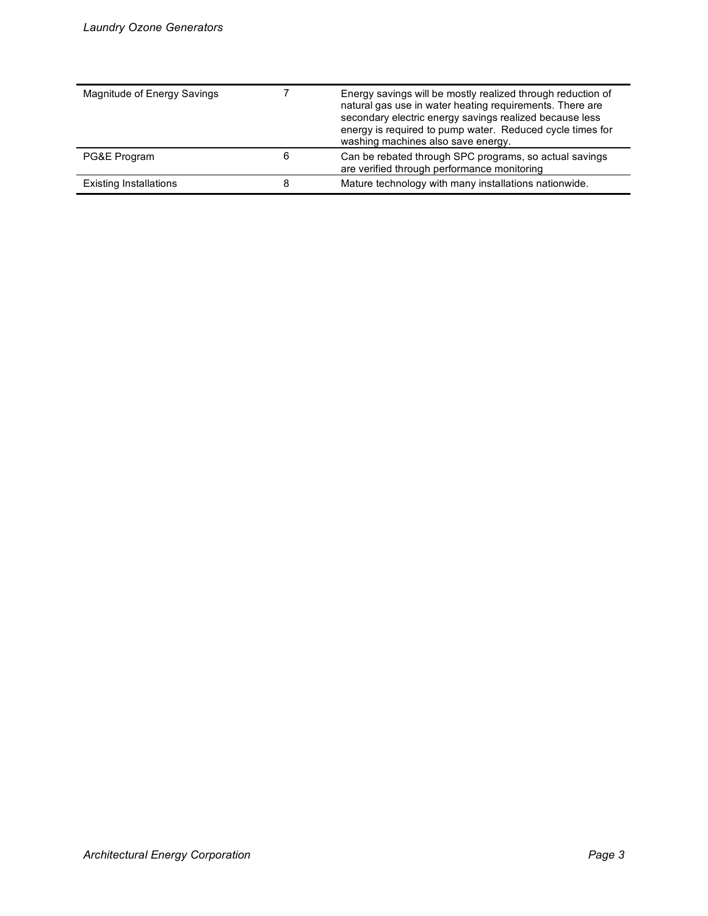| | | |
|---|---|---|
| Magnitude of Energy Savings | 7 | Energy savings will be mostly realized through reduction of natural gas use in water heating requirements. There are secondary electric energy savings realized because less energy is required to pump water. Reduced cycle times for washing machines also save energy. |
| PG&E Program | 6 | Can be rebated through SPC programs, so actual savings are verified through performance monitoring |
| Existing Installations | 8 | Mature technology with many installations nationwide. |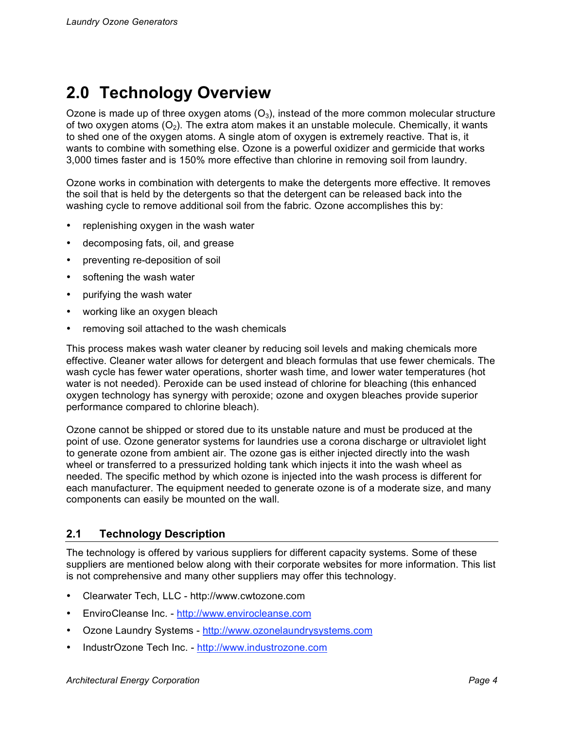# 2.0 Technology Overview

Ozone is made up of three oxygen atoms ($O_3$), instead of the more common molecular structure of two oxygen atoms ($O_2$). The extra atom makes it an unstable molecule. Chemically, it wants to shed one of the oxygen atoms. A single atom of oxygen is extremely reactive. That is, it wants to combine with something else. Ozone is a powerful oxidizer and germicide that works 3,000 times faster and is 150% more effective than chlorine in removing soil from laundry.

Ozone works in combination with detergents to make the detergents more effective. It removes the soil that is held by the detergents so that the detergent can be released back into the washing cycle to remove additional soil from the fabric. Ozone accomplishes this by:

- replenishing oxygen in the wash water
- decomposing fats, oil, and grease
- preventing re-deposition of soil
- softening the wash water
- purifying the wash water
- working like an oxygen bleach
- removing soil attached to the wash chemicals

This process makes wash water cleaner by reducing soil levels and making chemicals more effective. Cleaner water allows for detergent and bleach formulas that use fewer chemicals. The wash cycle has fewer water operations, shorter wash time, and lower water temperatures (hot water is not needed). Peroxide can be used instead of chlorine for bleaching (this enhanced oxygen technology has synergy with peroxide; ozone and oxygen bleaches provide superior performance compared to chlorine bleach).

Ozone cannot be shipped or stored due to its unstable nature and must be produced at the point of use. Ozone generator systems for laundries use a corona discharge or ultraviolet light to generate ozone from ambient air. The ozone gas is either injected directly into the wash wheel or transferred to a pressurized holding tank which injects it into the wash wheel as needed. The specific method by which ozone is injected into the wash process is different for each manufacturer. The equipment needed to generate ozone is of a moderate size, and many components can easily be mounted on the wall.

## 2.1 Technology Description

The technology is offered by various suppliers for different capacity systems. Some of these suppliers are mentioned below along with their corporate websites for more information. This list is not comprehensive and many other suppliers may offer this technology.

- Clearwater Tech, LLC - http://www.cwtozone.com
- EnviroCleanse Inc. - [http://www.envirocleanse.com](http://www.envirocleanse.com)
- Ozone Laundry Systems - [http://www.ozonelaundrysystems.com](http://www.ozonelaundrysystems.com)
- IndustrOzone Tech Inc. - [http://www.industrozone.com](http://www.industrozone.com)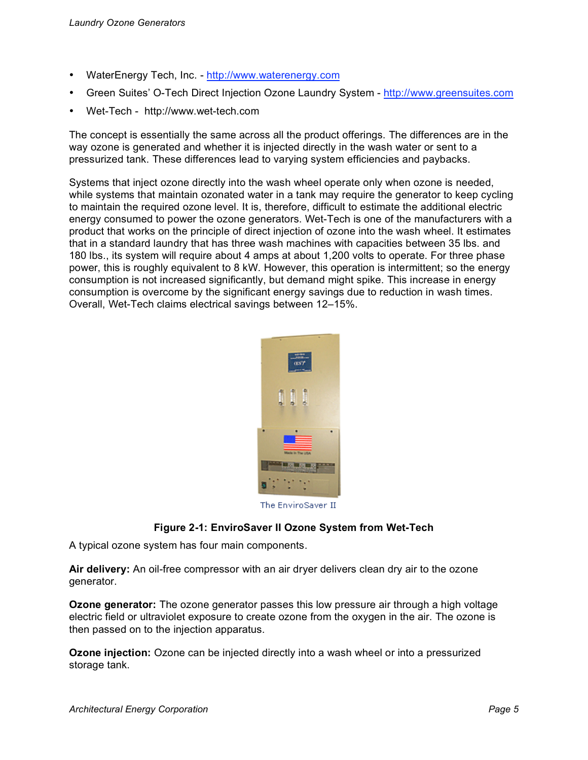- WaterEnergy Tech, Inc. - http://www.waterenergy.com
- Green Suites' O-Tech Direct Injection Ozone Laundry System - http://www.greensuites.com
- Wet-Tech - http://www.wet-tech.com

The concept is essentially the same across all the product offerings. The differences are in the way ozone is generated and whether it is injected directly in the wash water or sent to a pressurized tank. These differences lead to varying system efficiencies and paybacks.

Systems that inject ozone directly into the wash wheel operate only when ozone is needed, while systems that maintain ozonated water in a tank may require the generator to keep cycling to maintain the required ozone level. It is, therefore, difficult to estimate the additional electric energy consumed to power the ozone generators. Wet-Tech is one of the manufacturers with a product that works on the principle of direct injection of ozone into the wash wheel. It estimates that in a standard laundry that has three wash machines with capacities between 35 lbs. and 180 lbs., its system will require about 4 amps at about 1,200 volts to operate. For three phase power, this is roughly equivalent to 8 kW. However, this operation is intermittent; so the energy consumption is not increased significantly, but demand might spike. This increase in energy consumption is overcome by the significant energy savings due to reduction in wash times. Overall, Wet-Tech claims electrical savings between 12–15%.

The EnviroSaver II

**Figure 2-1: EnviroSaver II Ozone System from Wet-Tech**

A typical ozone system has four main components.

**Air delivery:** An oil-free compressor with an air dryer delivers clean dry air to the ozone generator.

**Ozone generator:** The ozone generator passes this low pressure air through a high voltage electric field or ultraviolet exposure to create ozone from the oxygen in the air. The ozone is then passed on to the injection apparatus.

**Ozone injection:** Ozone can be injected directly into a wash wheel or into a pressurized storage tank.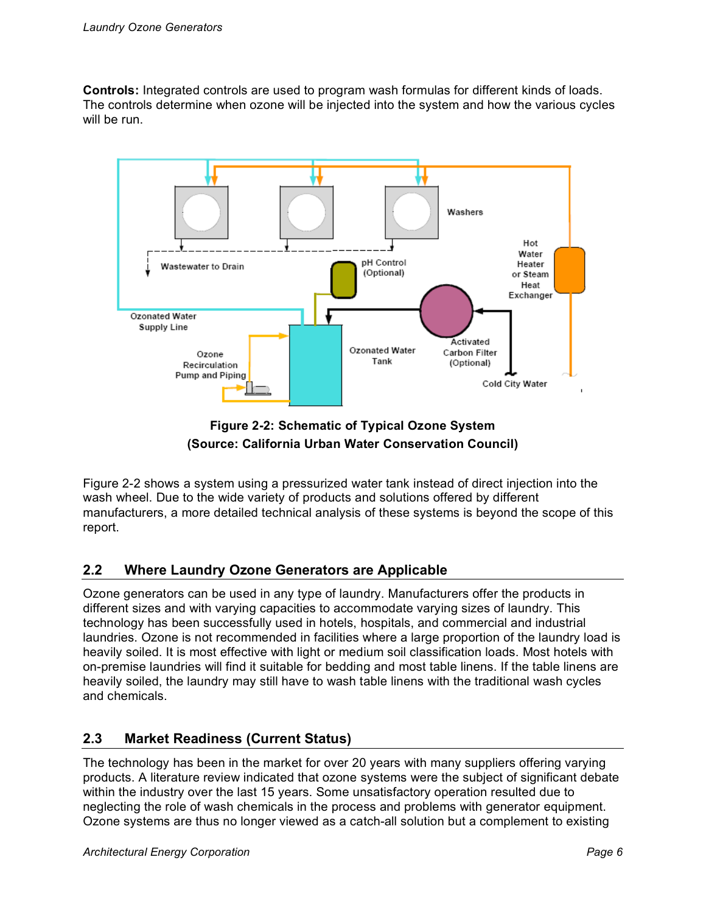**Controls:** Integrated controls are used to program wash formulas for different kinds of loads. The controls determine when ozone will be injected into the system and how the various cycles will be run.

**Figure 2-2: Schematic of Typical Ozone System**
**(Source: California Urban Water Conservation Council)**

Figure 2-2 shows a system using a pressurized water tank instead of direct injection into the wash wheel. Due to the wide variety of products and solutions offered by different manufacturers, a more detailed technical analysis of these systems is beyond the scope of this report.

## 2.2 Where Laundry Ozone Generators are Applicable

Ozone generators can be used in any type of laundry. Manufacturers offer the products in different sizes and with varying capacities to accommodate varying sizes of laundry. This technology has been successfully used in hotels, hospitals, and commercial and industrial laundries. Ozone is not recommended in facilities where a large proportion of the laundry load is heavily soiled. It is most effective with light or medium soil classification loads. Most hotels with on-premise laundries will find it suitable for bedding and most table linens. If the table linens are heavily soiled, the laundry may still have to wash table linens with the traditional wash cycles and chemicals.

## 2.3 Market Readiness (Current Status)

The technology has been in the market for over 20 years with many suppliers offering varying products. A literature review indicated that ozone systems were the subject of significant debate within the industry over the last 15 years. Some unsatisfactory operation resulted due to neglecting the role of wash chemicals in the process and problems with generator equipment. Ozone systems are thus no longer viewed as a catch-all solution but a complement to existing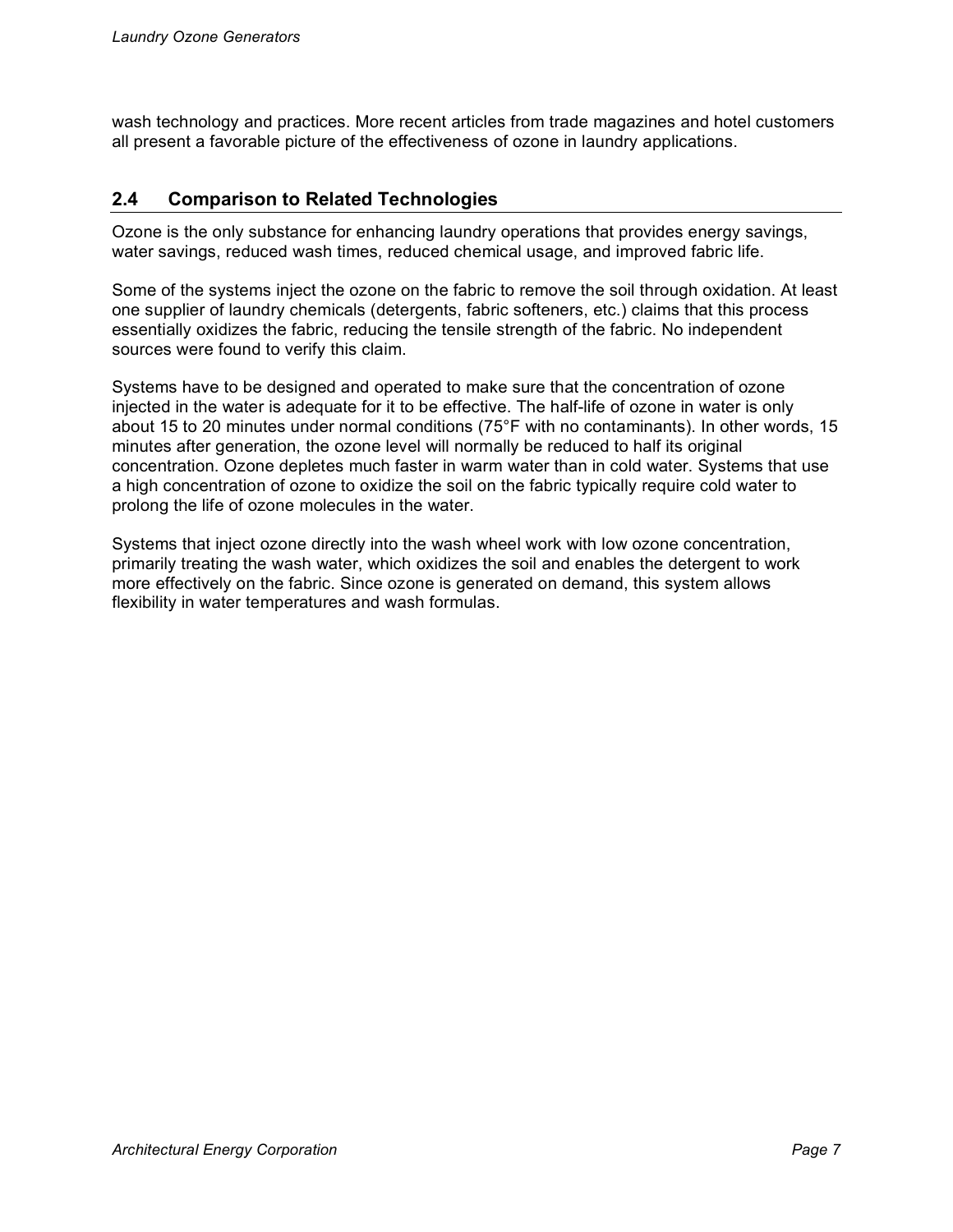wash technology and practices. More recent articles from trade magazines and hotel customers all present a favorable picture of the effectiveness of ozone in laundry applications.

## 2.4 Comparison to Related Technologies

Ozone is the only substance for enhancing laundry operations that provides energy savings, water savings, reduced wash times, reduced chemical usage, and improved fabric life.

Some of the systems inject the ozone on the fabric to remove the soil through oxidation. At least one supplier of laundry chemicals (detergents, fabric softeners, etc.) claims that this process essentially oxidizes the fabric, reducing the tensile strength of the fabric. No independent sources were found to verify this claim.

Systems have to be designed and operated to make sure that the concentration of ozone injected in the water is adequate for it to be effective. The half-life of ozone in water is only about 15 to 20 minutes under normal conditions (75°F with no contaminants). In other words, 15 minutes after generation, the ozone level will normally be reduced to half its original concentration. Ozone depletes much faster in warm water than in cold water. Systems that use a high concentration of ozone to oxidize the soil on the fabric typically require cold water to prolong the life of ozone molecules in the water.

Systems that inject ozone directly into the wash wheel work with low ozone concentration, primarily treating the wash water, which oxidizes the soil and enables the detergent to work more effectively on the fabric. Since ozone is generated on demand, this system allows flexibility in water temperatures and wash formulas.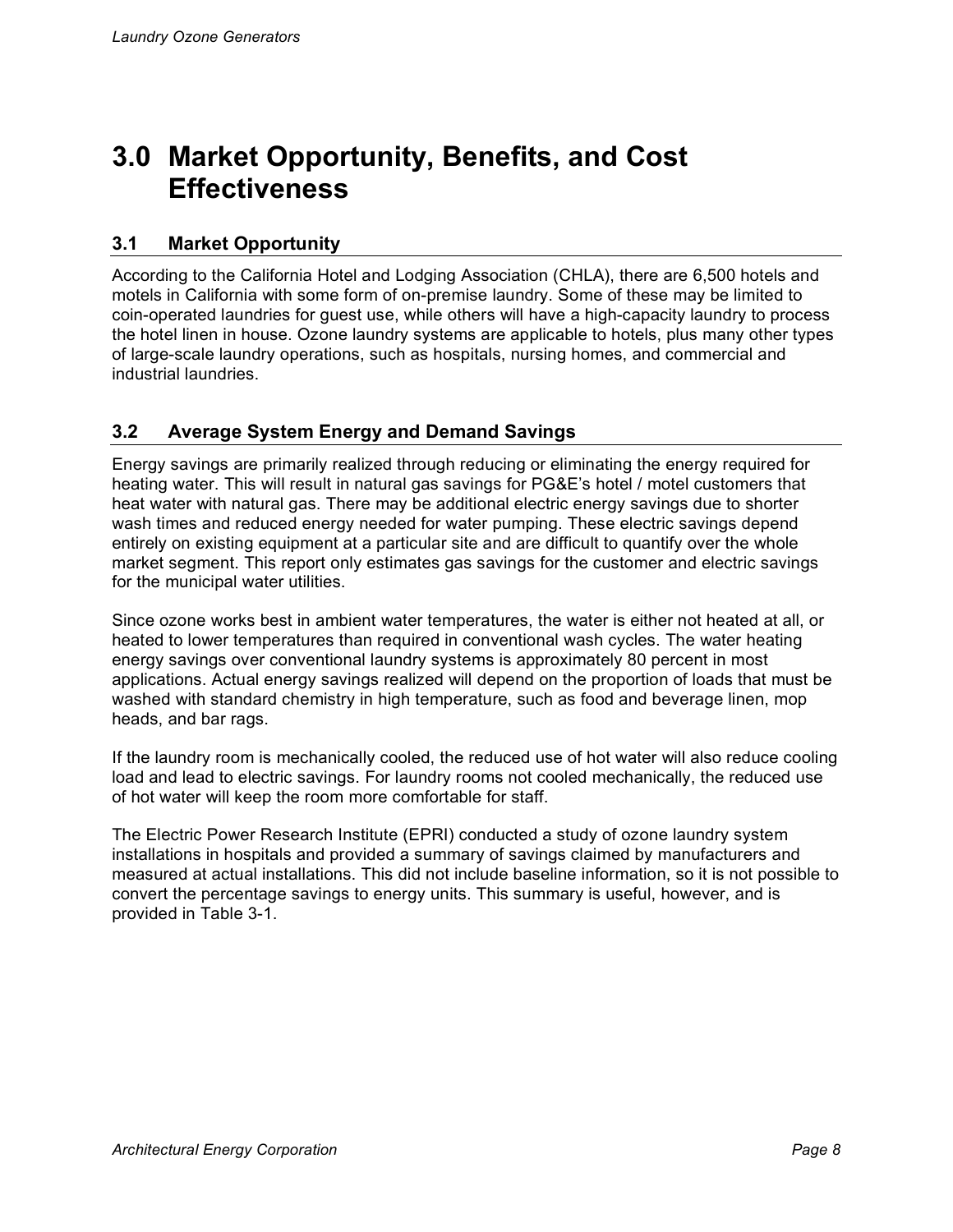# 3.0 Market Opportunity, Benefits, and Cost Effectiveness

## 3.1 Market Opportunity

According to the California Hotel and Lodging Association (CHLA), there are 6,500 hotels and motels in California with some form of on-premise laundry. Some of these may be limited to coin-operated laundries for guest use, while others will have a high-capacity laundry to process the hotel linen in house. Ozone laundry systems are applicable to hotels, plus many other types of large-scale laundry operations, such as hospitals, nursing homes, and commercial and industrial laundries.

## 3.2 Average System Energy and Demand Savings

Energy savings are primarily realized through reducing or eliminating the energy required for heating water. This will result in natural gas savings for PG&E's hotel / motel customers that heat water with natural gas. There may be additional electric energy savings due to shorter wash times and reduced energy needed for water pumping. These electric savings depend entirely on existing equipment at a particular site and are difficult to quantify over the whole market segment. This report only estimates gas savings for the customer and electric savings for the municipal water utilities.

Since ozone works best in ambient water temperatures, the water is either not heated at all, or heated to lower temperatures than required in conventional wash cycles. The water heating energy savings over conventional laundry systems is approximately 80 percent in most applications. Actual energy savings realized will depend on the proportion of loads that must be washed with standard chemistry in high temperature, such as food and beverage linen, mop heads, and bar rags.

If the laundry room is mechanically cooled, the reduced use of hot water will also reduce cooling load and lead to electric savings. For laundry rooms not cooled mechanically, the reduced use of hot water will keep the room more comfortable for staff.

The Electric Power Research Institute (EPRI) conducted a study of ozone laundry system installations in hospitals and provided a summary of savings claimed by manufacturers and measured at actual installations. This did not include baseline information, so it is not possible to convert the percentage savings to energy units. This summary is useful, however, and is provided in Table 3-1.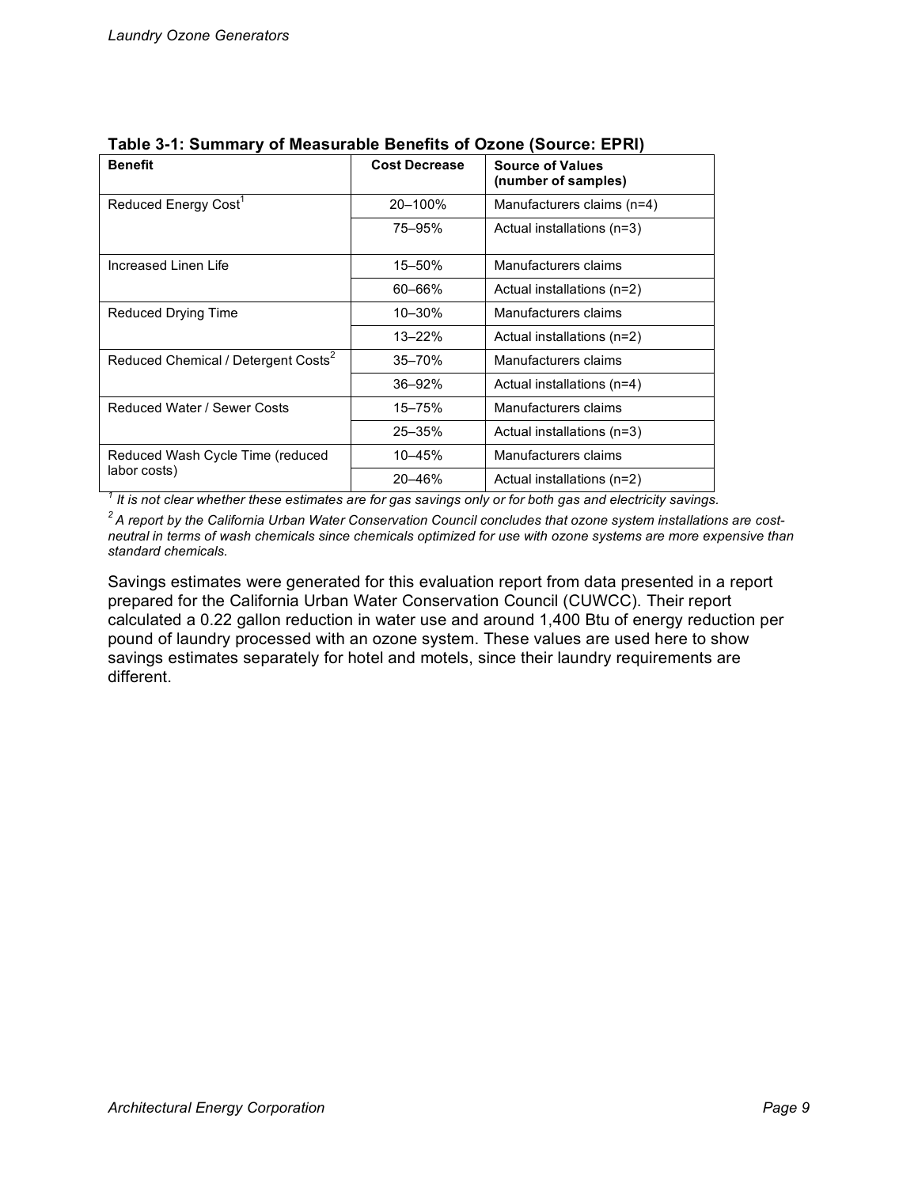**Table 3-1: Summary of Measurable Benefits of Ozone (Source: EPRI)**

| Benefit | Cost Decrease | Source of Values (number of samples) |
|---|---|---|
| Reduced Energy Cost[1] | 20–100% | Manufacturers claims (n=4) |
| | 75–95% | Actual installations (n=3) |
| Increased Linen Life | 15–50% | Manufacturers claims |
| | 60–66% | Actual installations (n=2) |
| Reduced Drying Time | 10–30% | Manufacturers claims |
| | 13–22% | Actual installations (n=2) |
| Reduced Chemical / Detergent Costs[2] | 35–70% | Manufacturers claims |
| | 36–92% | Actual installations (n=4) |
| Reduced Water / Sewer Costs | 15–75% | Manufacturers claims |
| | 25–35% | Actual installations (n=3) |
| Reduced Wash Cycle Time (reduced labor costs) | 10–45% | Manufacturers claims |
| | 20–46% | Actual installations (n=2) |

*[1] It is not clear whether these estimates are for gas savings only or for both gas and electricity savings.*

*[2] A report by the California Urban Water Conservation Council concludes that ozone system installations are cost-neutral in terms of wash chemicals since chemicals optimized for use with ozone systems are more expensive than standard chemicals.*

Savings estimates were generated for this evaluation report from data presented in a report prepared for the California Urban Water Conservation Council (CUWCC). Their report calculated a 0.22 gallon reduction in water use and around 1,400 Btu of energy reduction per pound of laundry processed with an ozone system. These values are used here to show savings estimates separately for hotel and motels, since their laundry requirements are different.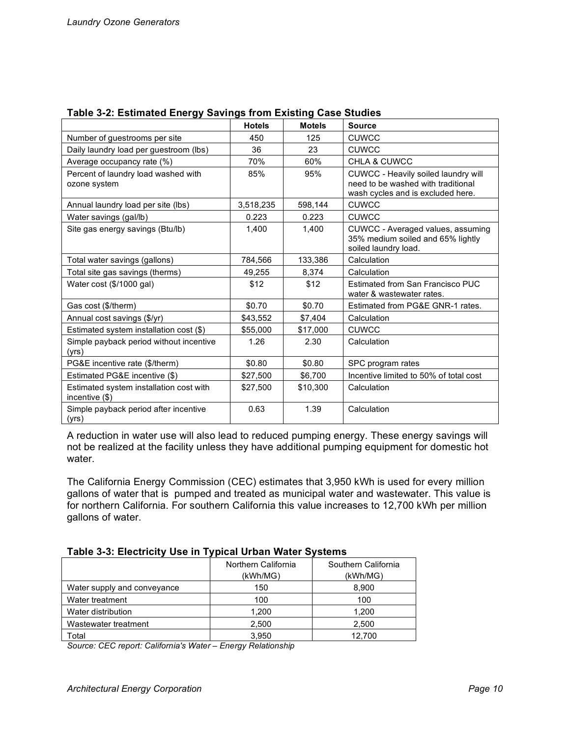**Table 3-2: Estimated Energy Savings from Existing Case Studies**

| | Hotels | Motels | Source |
|---|---|---|---|
| Number of guestrooms per site | 450 | 125 | CUWCC |
| Daily laundry load per guestroom (lbs) | 36 | 23 | CUWCC |
| Average occupancy rate (%) | 70% | 60% | CHLA & CUWCC |
| Percent of laundry load washed with ozone system | 85% | 95% | CUWCC - Heavily soiled laundry will need to be washed with traditional wash cycles and is excluded here. |
| Annual laundry load per site (lbs) | 3,518,235 | 598,144 | CUWCC |
| Water savings (gal/lb) | 0.223 | 0.223 | CUWCC |
| Site gas energy savings (Btu/lb) | 1,400 | 1,400 | CUWCC - Averaged values, assuming 35% medium soiled and 65% lightly soiled laundry load. |
| Total water savings (gallons) | 784,566 | 133,386 | Calculation |
| Total site gas savings (therms) | 49,255 | 8,374 | Calculation |
| Water cost ($/1000 gal) | $12 | $12 | Estimated from San Francisco PUC water & wastewater rates. |
| Gas cost ($/therm) | $0.70 | $0.70 | Estimated from PG&E GNR-1 rates. |
| Annual cost savings ($/yr) | $43,552 | $7,404 | Calculation |
| Estimated system installation cost ($) | $55,000 | $17,000 | CUWCC |
| Simple payback period without incentive (yrs) | 1.26 | 2.30 | Calculation |
| PG&E incentive rate ($/therm) | $0.80 | $0.80 | SPC program rates |
| Estimated PG&E incentive ($) | $27,500 | $6,700 | Incentive limited to 50% of total cost |
| Estimated system installation cost with incentive ($) | $27,500 | $10,300 | Calculation |
| Simple payback period after incentive (yrs) | 0.63 | 1.39 | Calculation |

A reduction in water use will also lead to reduced pumping energy. These energy savings will not be realized at the facility unless they have additional pumping equipment for domestic hot water.

The California Energy Commission (CEC) estimates that 3,950 kWh is used for every million gallons of water that is pumped and treated as municipal water and wastewater. This value is for northern California. For southern California this value increases to 12,700 kWh per million gallons of water.

**Table 3-3: Electricity Use in Typical Urban Water Systems**

| | Northern California (kWh/MG) | Southern California (kWh/MG) |
|---|---|---|
| Water supply and conveyance | 150 | 8,900 |
| Water treatment | 100 | 100 |
| Water distribution | 1,200 | 1,200 |
| Wastewater treatment | 2,500 | 2,500 |
| Total | 3,950 | 12,700 |

*Source: CEC report: California's Water – Energy Relationship*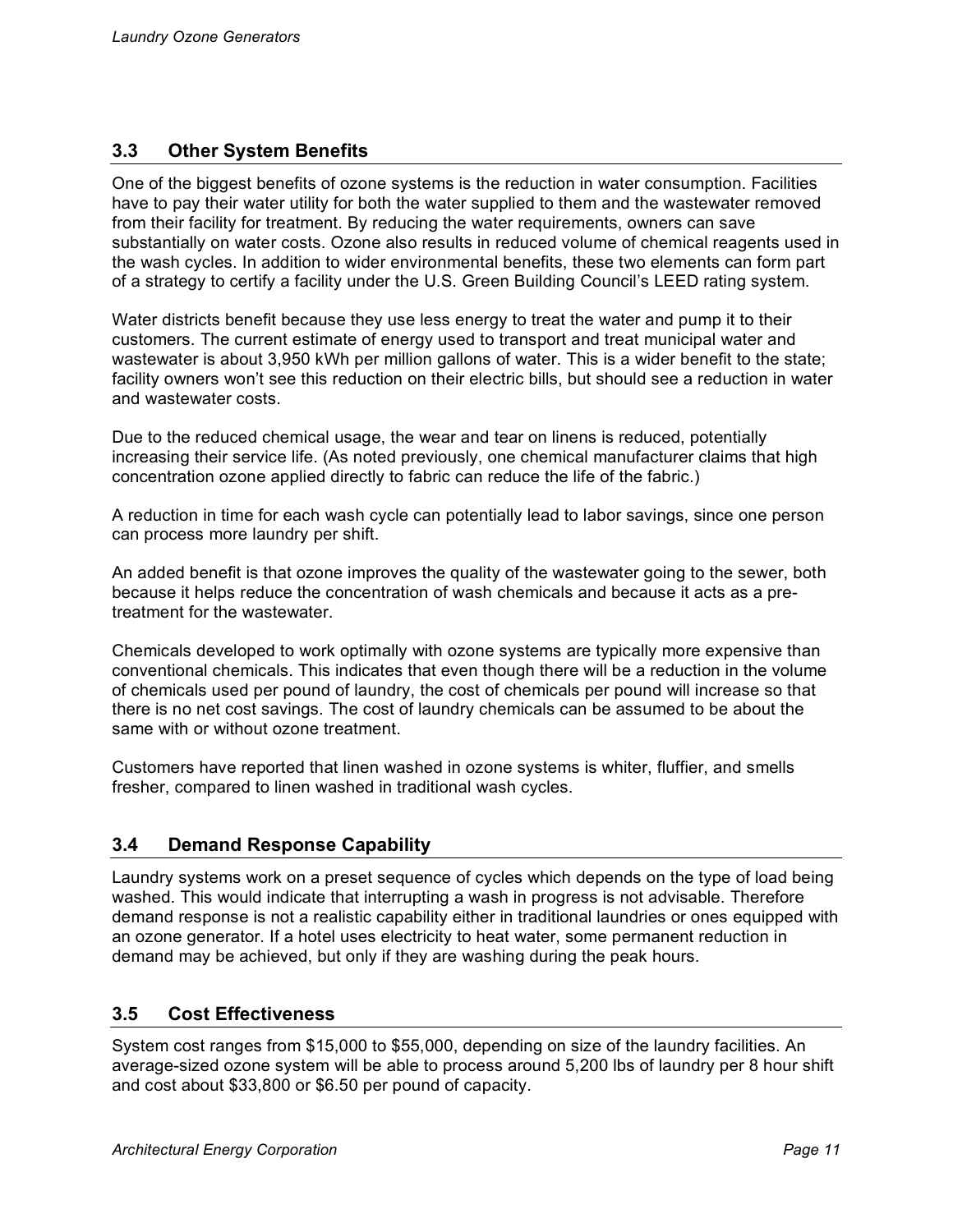## 3.3 Other System Benefits

One of the biggest benefits of ozone systems is the reduction in water consumption. Facilities have to pay their water utility for both the water supplied to them and the wastewater removed from their facility for treatment. By reducing the water requirements, owners can save substantially on water costs. Ozone also results in reduced volume of chemical reagents used in the wash cycles. In addition to wider environmental benefits, these two elements can form part of a strategy to certify a facility under the U.S. Green Building Council's LEED rating system.

Water districts benefit because they use less energy to treat the water and pump it to their customers. The current estimate of energy used to transport and treat municipal water and wastewater is about 3,950 kWh per million gallons of water. This is a wider benefit to the state; facility owners won't see this reduction on their electric bills, but should see a reduction in water and wastewater costs.

Due to the reduced chemical usage, the wear and tear on linens is reduced, potentially increasing their service life. (As noted previously, one chemical manufacturer claims that high concentration ozone applied directly to fabric can reduce the life of the fabric.)

A reduction in time for each wash cycle can potentially lead to labor savings, since one person can process more laundry per shift.

An added benefit is that ozone improves the quality of the wastewater going to the sewer, both because it helps reduce the concentration of wash chemicals and because it acts as a pre-treatment for the wastewater.

Chemicals developed to work optimally with ozone systems are typically more expensive than conventional chemicals. This indicates that even though there will be a reduction in the volume of chemicals used per pound of laundry, the cost of chemicals per pound will increase so that there is no net cost savings. The cost of laundry chemicals can be assumed to be about the same with or without ozone treatment.

Customers have reported that linen washed in ozone systems is whiter, fluffier, and smells fresher, compared to linen washed in traditional wash cycles.

## 3.4 Demand Response Capability

Laundry systems work on a preset sequence of cycles which depends on the type of load being washed. This would indicate that interrupting a wash in progress is not advisable. Therefore demand response is not a realistic capability either in traditional laundries or ones equipped with an ozone generator. If a hotel uses electricity to heat water, some permanent reduction in demand may be achieved, but only if they are washing during the peak hours.

## 3.5 Cost Effectiveness

System cost ranges from $15,000 to $55,000, depending on size of the laundry facilities. An average-sized ozone system will be able to process around 5,200 lbs of laundry per 8 hour shift and cost about $33,800 or $6.50 per pound of capacity.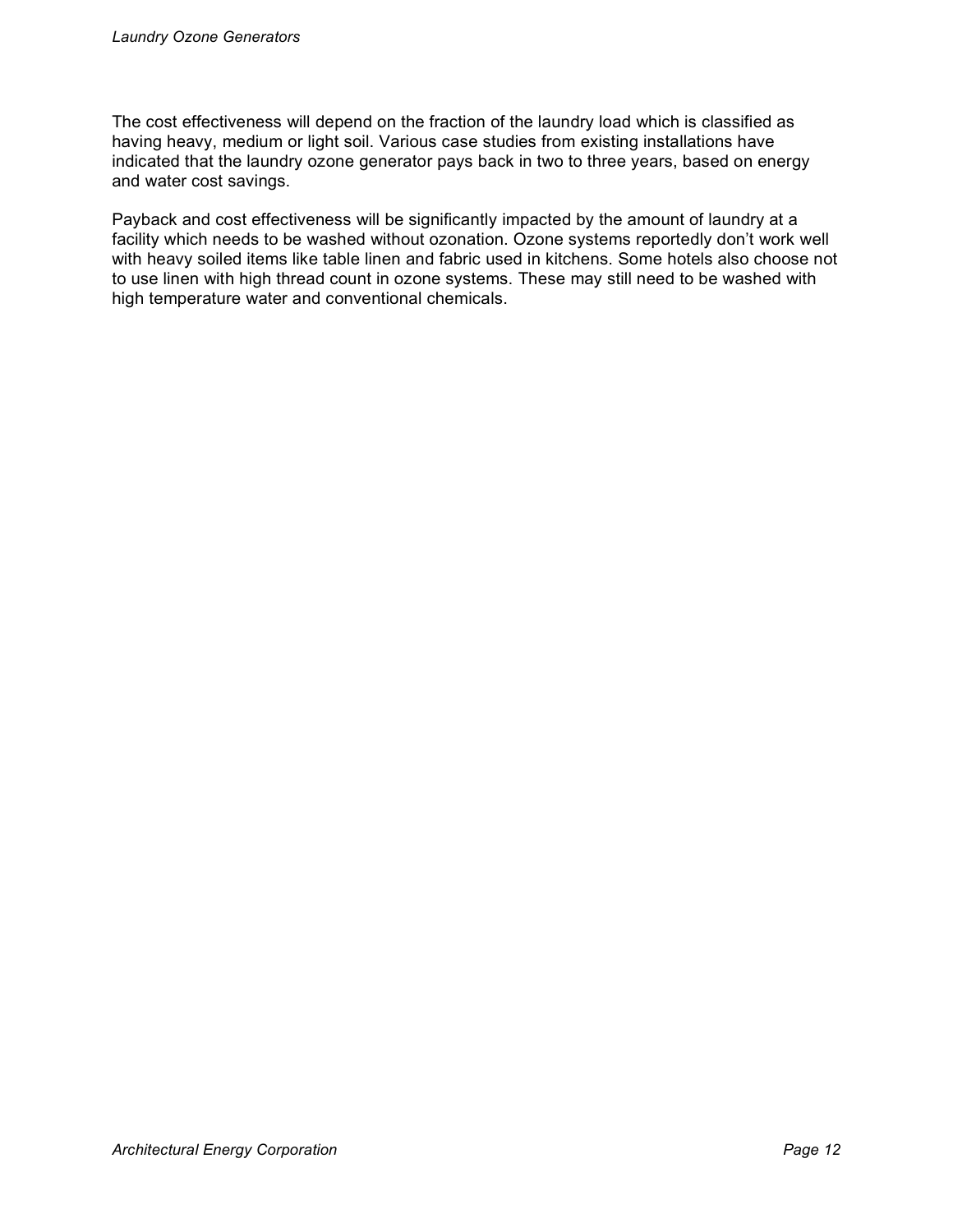The cost effectiveness will depend on the fraction of the laundry load which is classified as having heavy, medium or light soil. Various case studies from existing installations have indicated that the laundry ozone generator pays back in two to three years, based on energy and water cost savings.

Payback and cost effectiveness will be significantly impacted by the amount of laundry at a facility which needs to be washed without ozonation. Ozone systems reportedly don't work well with heavy soiled items like table linen and fabric used in kitchens. Some hotels also choose not to use linen with high thread count in ozone systems. These may still need to be washed with high temperature water and conventional chemicals.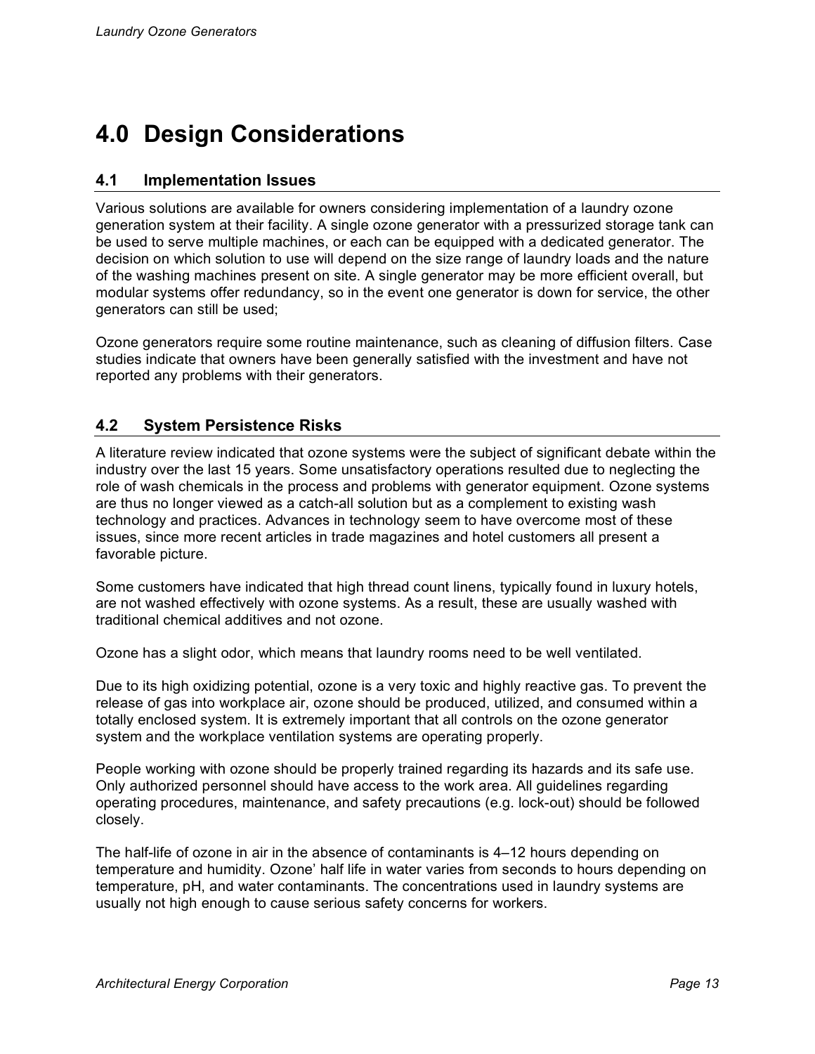# 4.0 Design Considerations

## 4.1 Implementation Issues

Various solutions are available for owners considering implementation of a laundry ozone generation system at their facility. A single ozone generator with a pressurized storage tank can be used to serve multiple machines, or each can be equipped with a dedicated generator. The decision on which solution to use will depend on the size range of laundry loads and the nature of the washing machines present on site. A single generator may be more efficient overall, but modular systems offer redundancy, so in the event one generator is down for service, the other generators can still be used;

Ozone generators require some routine maintenance, such as cleaning of diffusion filters. Case studies indicate that owners have been generally satisfied with the investment and have not reported any problems with their generators.

## 4.2 System Persistence Risks

A literature review indicated that ozone systems were the subject of significant debate within the industry over the last 15 years. Some unsatisfactory operations resulted due to neglecting the role of wash chemicals in the process and problems with generator equipment. Ozone systems are thus no longer viewed as a catch-all solution but as a complement to existing wash technology and practices. Advances in technology seem to have overcome most of these issues, since more recent articles in trade magazines and hotel customers all present a favorable picture.

Some customers have indicated that high thread count linens, typically found in luxury hotels, are not washed effectively with ozone systems. As a result, these are usually washed with traditional chemical additives and not ozone.

Ozone has a slight odor, which means that laundry rooms need to be well ventilated.

Due to its high oxidizing potential, ozone is a very toxic and highly reactive gas. To prevent the release of gas into workplace air, ozone should be produced, utilized, and consumed within a totally enclosed system. It is extremely important that all controls on the ozone generator system and the workplace ventilation systems are operating properly.

People working with ozone should be properly trained regarding its hazards and its safe use. Only authorized personnel should have access to the work area. All guidelines regarding operating procedures, maintenance, and safety precautions (e.g. lock-out) should be followed closely.

The half-life of ozone in air in the absence of contaminants is 4–12 hours depending on temperature and humidity. Ozone' half life in water varies from seconds to hours depending on temperature, pH, and water contaminants. The concentrations used in laundry systems are usually not high enough to cause serious safety concerns for workers.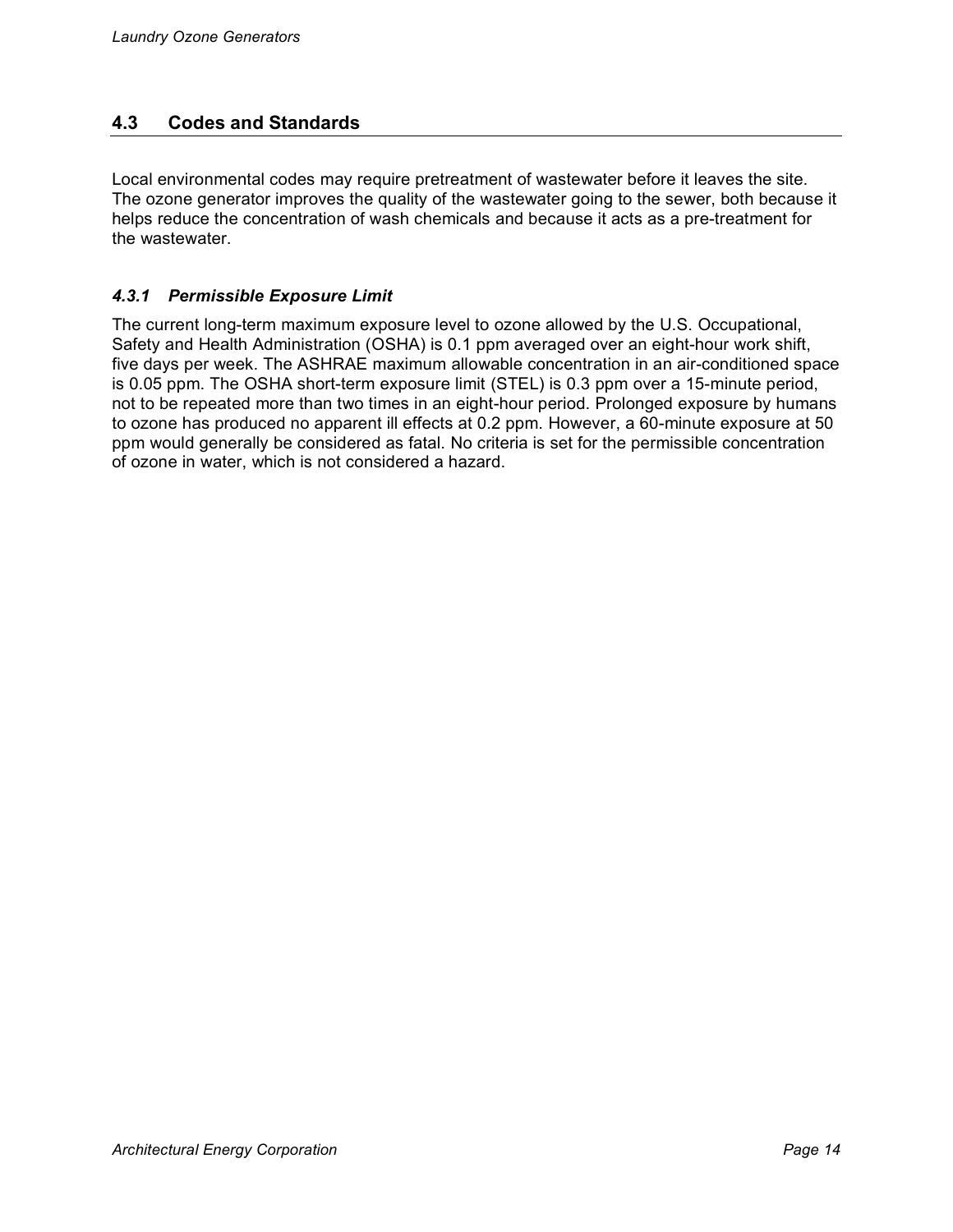## 4.3 Codes and Standards

Local environmental codes may require pretreatment of wastewater before it leaves the site. The ozone generator improves the quality of the wastewater going to the sewer, both because it helps reduce the concentration of wash chemicals and because it acts as a pre-treatment for the wastewater.

### *4.3.1 Permissible Exposure Limit*

The current long-term maximum exposure level to ozone allowed by the U.S. Occupational, Safety and Health Administration (OSHA) is 0.1 ppm averaged over an eight-hour work shift, five days per week. The ASHRAE maximum allowable concentration in an air-conditioned space is 0.05 ppm. The OSHA short-term exposure limit (STEL) is 0.3 ppm over a 15-minute period, not to be repeated more than two times in an eight-hour period. Prolonged exposure by humans to ozone has produced no apparent ill effects at 0.2 ppm. However, a 60-minute exposure at 50 ppm would generally be considered as fatal. No criteria is set for the permissible concentration of ozone in water, which is not considered a hazard.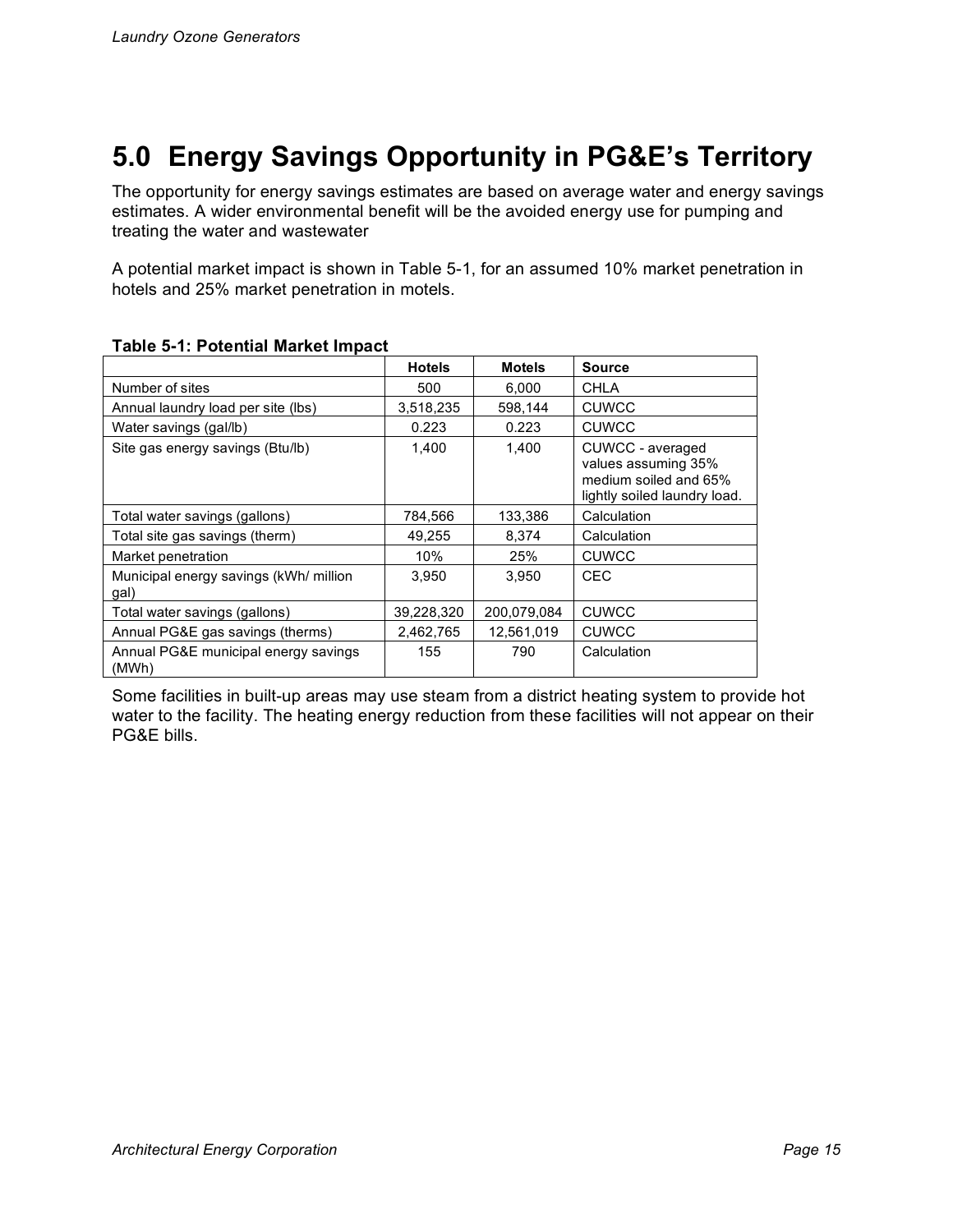# 5.0 Energy Savings Opportunity in PG&E's Territory

The opportunity for energy savings estimates are based on average water and energy savings estimates. A wider environmental benefit will be the avoided energy use for pumping and treating the water and wastewater

A potential market impact is shown in Table 5-1, for an assumed 10% market penetration in hotels and 25% market penetration in motels.

**Table 5-1: Potential Market Impact**

| | Hotels | Motels | Source |
|---|---|---|---|
| Number of sites | 500 | 6,000 | CHLA |
| Annual laundry load per site (lbs) | 3,518,235 | 598,144 | CUWCC |
| Water savings (gal/lb) | 0.223 | 0.223 | CUWCC |
| Site gas energy savings (Btu/lb) | 1,400 | 1,400 | CUWCC - averaged values assuming 35% medium soiled and 65% lightly soiled laundry load. |
| Total water savings (gallons) | 784,566 | 133,386 | Calculation |
| Total site gas savings (therm) | 49,255 | 8,374 | Calculation |
| Market penetration | 10% | 25% | CUWCC |
| Municipal energy savings (kWh/ million gal) | 3,950 | 3,950 | CEC |
| Total water savings (gallons) | 39,228,320 | 200,079,084 | CUWCC |
| Annual PG&E gas savings (therms) | 2,462,765 | 12,561,019 | CUWCC |
| Annual PG&E municipal energy savings (MWh) | 155 | 790 | Calculation |

Some facilities in built-up areas may use steam from a district heating system to provide hot water to the facility. The heating energy reduction from these facilities will not appear on their PG&E bills.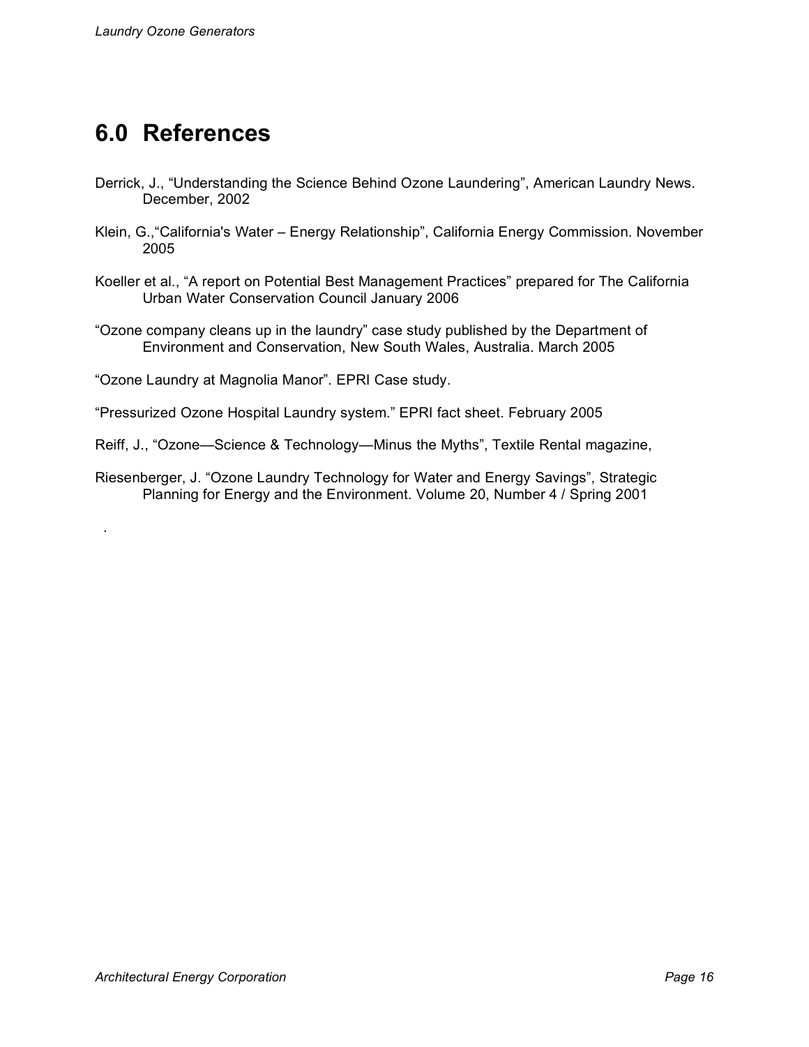# 6.0 References

Derrick, J., “Understanding the Science Behind Ozone Laundering”, American Laundry News. December, 2002

Klein, G.,“California's Water – Energy Relationship”, California Energy Commission. November 2005

Koeller et al., “A report on Potential Best Management Practices” prepared for The California Urban Water Conservation Council January 2006

“Ozone company cleans up in the laundry” case study published by the Department of Environment and Conservation, New South Wales, Australia. March 2005

“Ozone Laundry at Magnolia Manor”. EPRI Case study.

“Pressurized Ozone Hospital Laundry system.” EPRI fact sheet. February 2005

Reiff, J., “Ozone—Science & Technology—Minus the Myths”, Textile Rental magazine,

Riesenberger, J. “Ozone Laundry Technology for Water and Energy Savings”, Strategic Planning for Energy and the Environment. Volume 20, Number 4 / Spring 2001

.